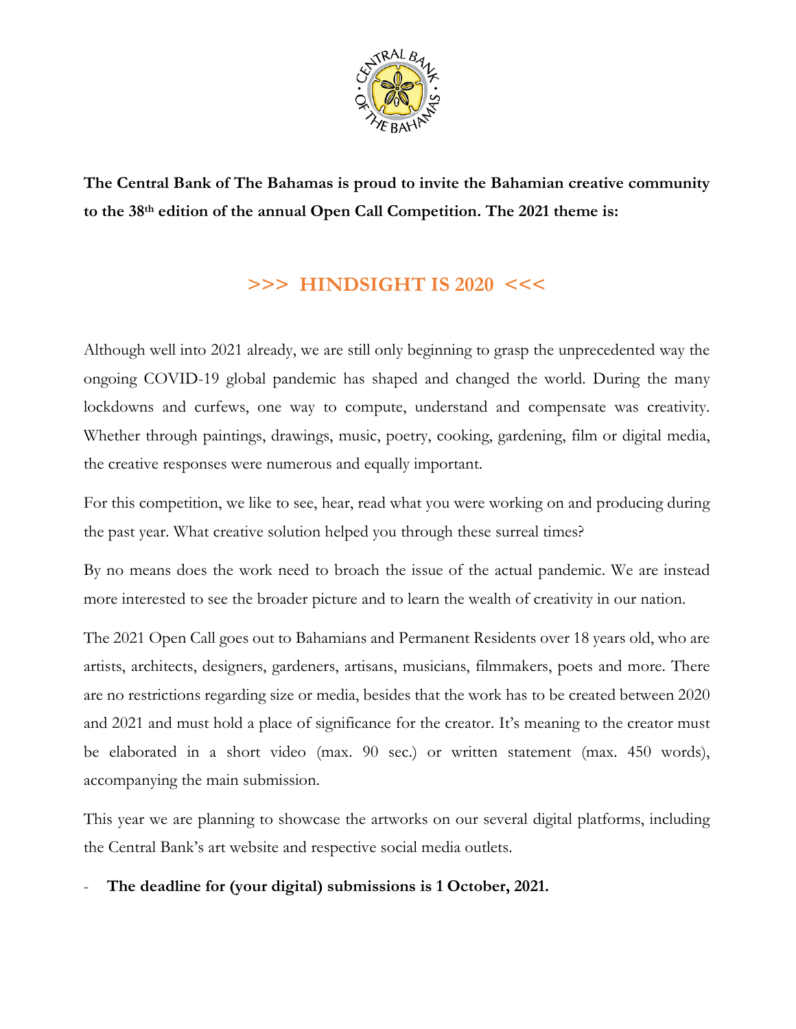**The Central Bank of The Bahamas is proud to invite the Bahamian creative community to the 38th edition of the annual Open Call Competition. The 2021 theme is:**

## >>> HINDSIGHT IS 2020 <<<

Although well into 2021 already, we are still only beginning to grasp the unprecedented way the ongoing COVID-19 global pandemic has shaped and changed the world. During the many lockdowns and curfews, one way to compute, understand and compensate was creativity. Whether through paintings, drawings, music, poetry, cooking, gardening, film or digital media, the creative responses were numerous and equally important.

For this competition, we like to see, hear, read what you were working on and producing during the past year. What creative solution helped you through these surreal times?

By no means does the work need to broach the issue of the actual pandemic. We are instead more interested to see the broader picture and to learn the wealth of creativity in our nation.

The 2021 Open Call goes out to Bahamians and Permanent Residents over 18 years old, who are artists, architects, designers, gardeners, artisans, musicians, filmmakers, poets and more. There are no restrictions regarding size or media, besides that the work has to be created between 2020 and 2021 and must hold a place of significance for the creator. It's meaning to the creator must be elaborated in a short video (max. 90 sec.) or written statement (max. 450 words), accompanying the main submission.

This year we are planning to showcase the artworks on our several digital platforms, including the Central Bank's art website and respective social media outlets.

- **The deadline for (your digital) submissions is 1 October, 2021.**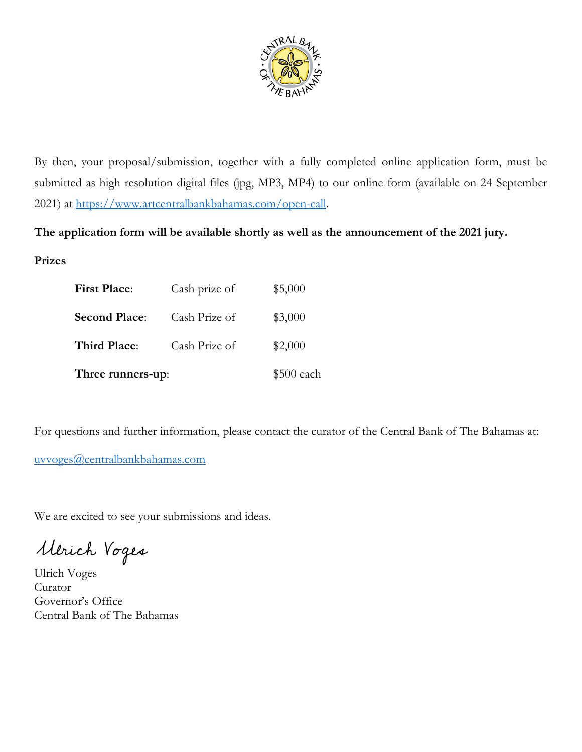By then, your proposal/submission, together with a fully completed online application form, must be submitted as high resolution digital files (jpg, MP3, MP4) to our online form (available on 24 September 2021) at https://www.artcentralbankbahamas.com/open-call.

**The application form will be available shortly as well as the announcement of the 2021 jury.**

**Prizes**

| | | |
|---|---|---|
| **First Place**: | Cash prize of | $5,000 |
| **Second Place**: | Cash Prize of | $3,000 |
| **Third Place**: | Cash Prize of | $2,000 |
| **Three runners-up**: | | $500 each |

For questions and further information, please contact the curator of the Central Bank of The Bahamas at:

uvvoges@centralbankbahamas.com

We are excited to see your submissions and ideas.

Ulrich Voges

Ulrich Voges
Curator
Governor's Office
Central Bank of The Bahamas